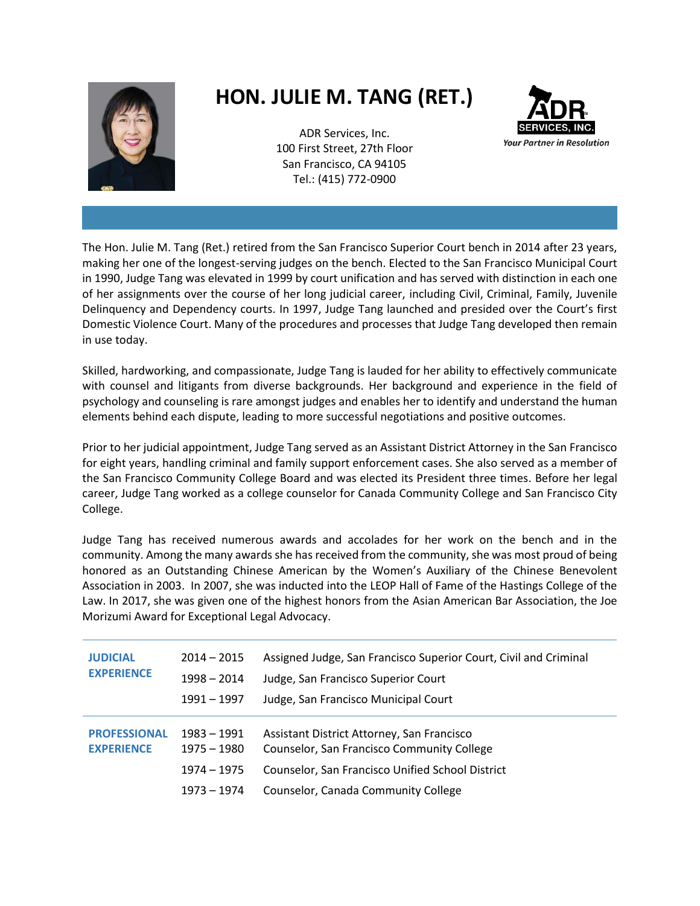# HON. JULIE M. TANG (RET.)

ADR Services, Inc.
100 First Street, 27th Floor
San Francisco, CA 94105
Tel.: (415) 772-0900

ADR SERVICES, INC.
*Your Partner in Resolution*

The Hon. Julie M. Tang (Ret.) retired from the San Francisco Superior Court bench in 2014 after 23 years, making her one of the longest-serving judges on the bench. Elected to the San Francisco Municipal Court in 1990, Judge Tang was elevated in 1999 by court unification and has served with distinction in each one of her assignments over the course of her long judicial career, including Civil, Criminal, Family, Juvenile Delinquency and Dependency courts. In 1997, Judge Tang launched and presided over the Court's first Domestic Violence Court. Many of the procedures and processes that Judge Tang developed then remain in use today.

Skilled, hardworking, and compassionate, Judge Tang is lauded for her ability to effectively communicate with counsel and litigants from diverse backgrounds. Her background and experience in the field of psychology and counseling is rare amongst judges and enables her to identify and understand the human elements behind each dispute, leading to more successful negotiations and positive outcomes.

Prior to her judicial appointment, Judge Tang served as an Assistant District Attorney in the San Francisco for eight years, handling criminal and family support enforcement cases. She also served as a member of the San Francisco Community College Board and was elected its President three times. Before her legal career, Judge Tang worked as a college counselor for Canada Community College and San Francisco City College.

Judge Tang has received numerous awards and accolades for her work on the bench and in the community. Among the many awards she has received from the community, she was most proud of being honored as an Outstanding Chinese American by the Women's Auxiliary of the Chinese Benevolent Association in 2003. In 2007, she was inducted into the LEOP Hall of Fame of the Hastings College of the Law. In 2017, she was given one of the highest honors from the Asian American Bar Association, the Joe Morizumi Award for Exceptional Legal Advocacy.

| | | |
|---|---|---|
| **JUDICIAL EXPERIENCE** | 2014 – 2015 | Assigned Judge, San Francisco Superior Court, Civil and Criminal |
| | 1998 – 2014 | Judge, San Francisco Superior Court |
| | 1991 – 1997 | Judge, San Francisco Municipal Court |
| **PROFESSIONAL EXPERIENCE** | 1983 – 1991 | Assistant District Attorney, San Francisco |
| | 1975 – 1980 | Counselor, San Francisco Community College |
| | 1974 – 1975 | Counselor, San Francisco Unified School District |
| | 1973 – 1974 | Counselor, Canada Community College |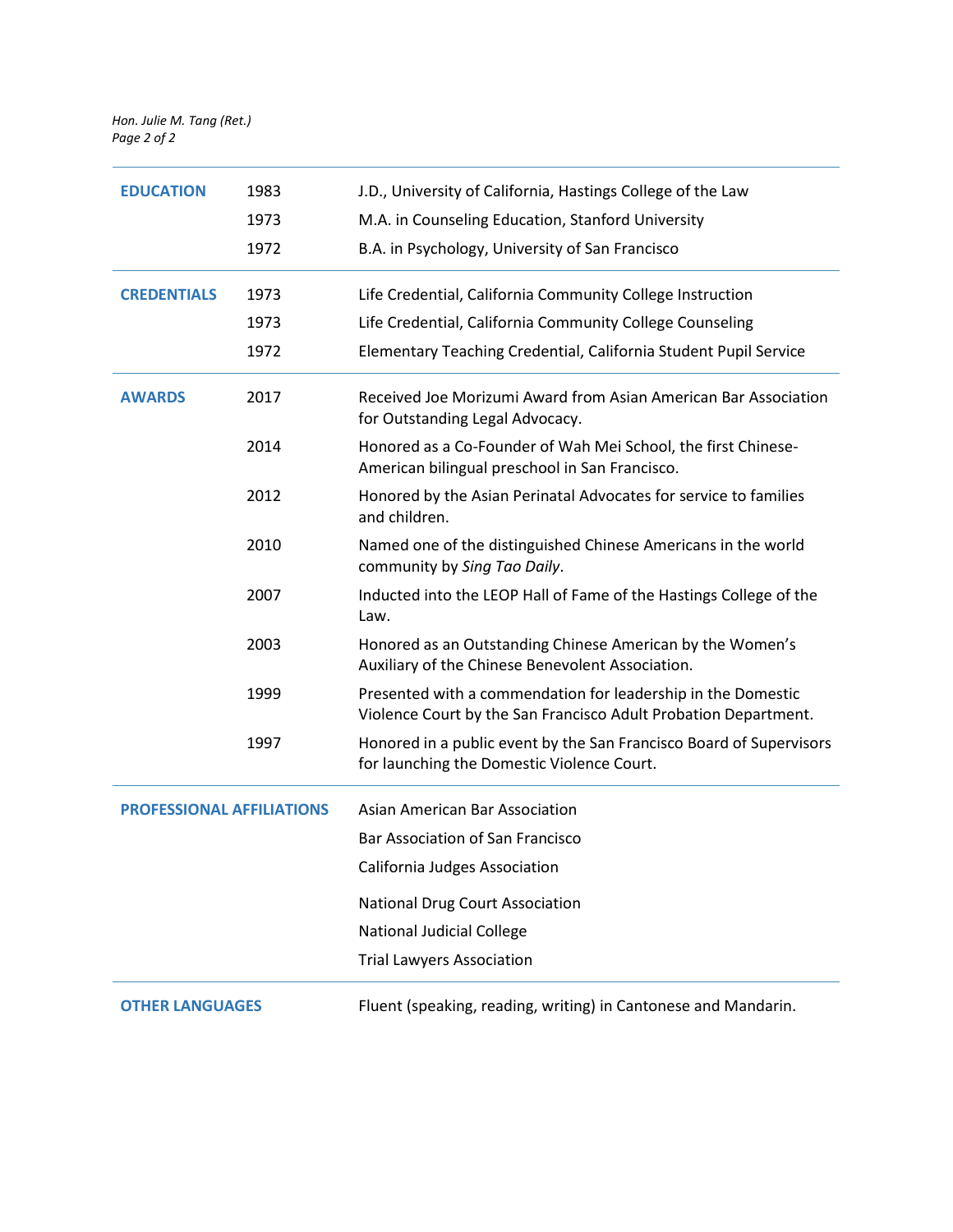## EDUCATION

| | |
|---|---|
| 1983 | J.D., University of California, Hastings College of the Law |
| 1973 | M.A. in Counseling Education, Stanford University |
| 1972 | B.A. in Psychology, University of San Francisco |

## CREDENTIALS

| | |
|---|---|
| 1973 | Life Credential, California Community College Instruction |
| 1973 | Life Credential, California Community College Counseling |
| 1972 | Elementary Teaching Credential, California Student Pupil Service |

## AWARDS

| | |
|---|---|
| 2017 | Received Joe Morizumi Award from Asian American Bar Association for Outstanding Legal Advocacy. |
| 2014 | Honored as a Co-Founder of Wah Mei School, the first Chinese-American bilingual preschool in San Francisco. |
| 2012 | Honored by the Asian Perinatal Advocates for service to families and children. |
| 2010 | Named one of the distinguished Chinese Americans in the world community by *Sing Tao Daily*. |
| 2007 | Inducted into the LEOP Hall of Fame of the Hastings College of the Law. |
| 2003 | Honored as an Outstanding Chinese American by the Women's Auxiliary of the Chinese Benevolent Association. |
| 1999 | Presented with a commendation for leadership in the Domestic Violence Court by the San Francisco Adult Probation Department. |
| 1997 | Honored in a public event by the San Francisco Board of Supervisors for launching the Domestic Violence Court. |

## PROFESSIONAL AFFILIATIONS

- Asian American Bar Association
- Bar Association of San Francisco
- California Judges Association
- National Drug Court Association
- National Judicial College
- Trial Lawyers Association

## OTHER LANGUAGES

Fluent (speaking, reading, writing) in Cantonese and Mandarin.